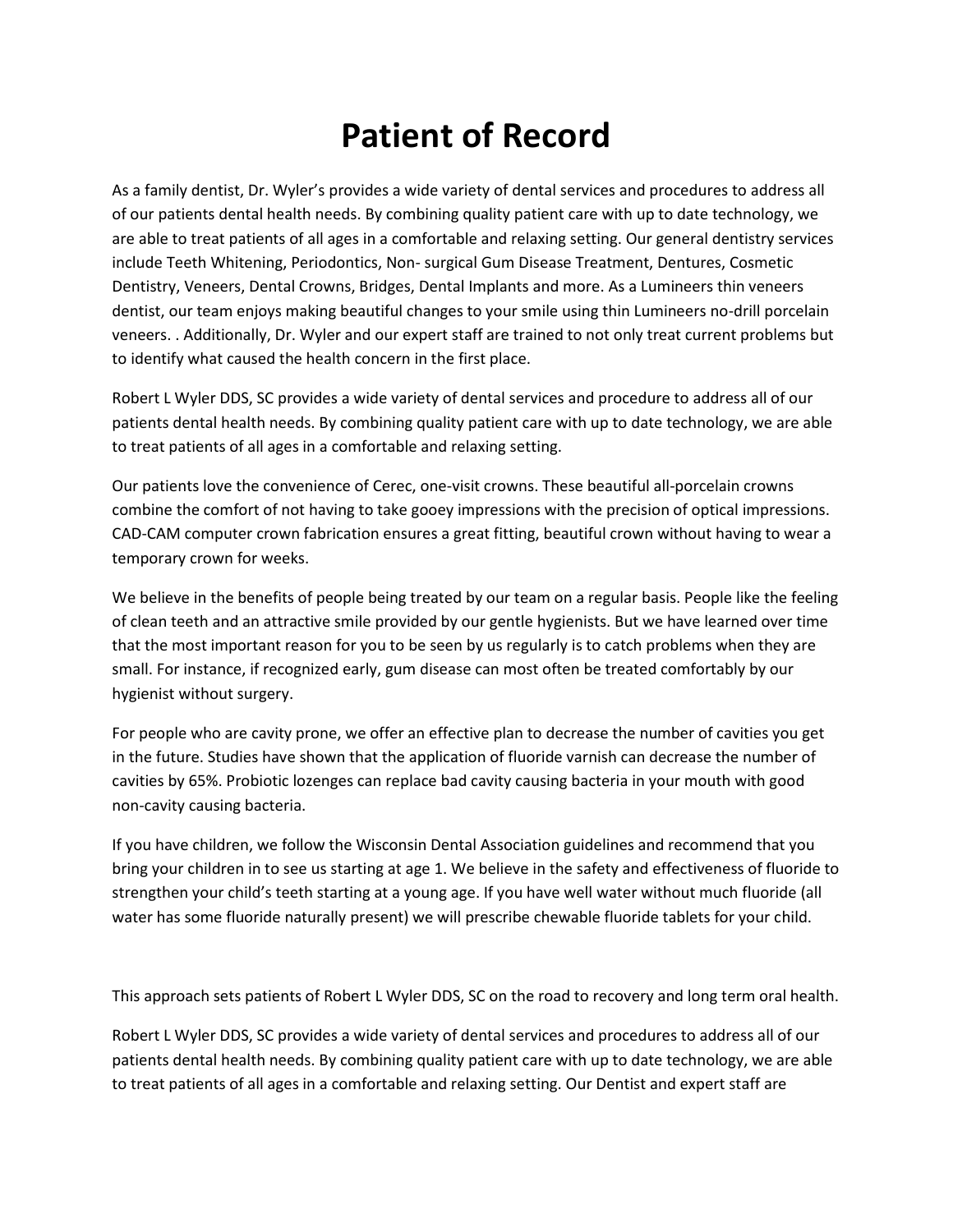# Patient of Record

As a family dentist, Dr. Wyler's provides a wide variety of dental services and procedures to address all of our patients dental health needs. By combining quality patient care with up to date technology, we are able to treat patients of all ages in a comfortable and relaxing setting. Our general dentistry services include Teeth Whitening, Periodontics, Non- surgical Gum Disease Treatment, Dentures, Cosmetic Dentistry, Veneers, Dental Crowns, Bridges, Dental Implants and more. As a Lumineers thin veneers dentist, our team enjoys making beautiful changes to your smile using thin Lumineers no-drill porcelain veneers. . Additionally, Dr. Wyler and our expert staff are trained to not only treat current problems but to identify what caused the health concern in the first place.

Robert L Wyler DDS, SC provides a wide variety of dental services and procedure to address all of our patients dental health needs. By combining quality patient care with up to date technology, we are able to treat patients of all ages in a comfortable and relaxing setting.

Our patients love the convenience of Cerec, one-visit crowns. These beautiful all-porcelain crowns combine the comfort of not having to take gooey impressions with the precision of optical impressions. CAD-CAM computer crown fabrication ensures a great fitting, beautiful crown without having to wear a temporary crown for weeks.

We believe in the benefits of people being treated by our team on a regular basis. People like the feeling of clean teeth and an attractive smile provided by our gentle hygienists. But we have learned over time that the most important reason for you to be seen by us regularly is to catch problems when they are small. For instance, if recognized early, gum disease can most often be treated comfortably by our hygienist without surgery.

For people who are cavity prone, we offer an effective plan to decrease the number of cavities you get in the future. Studies have shown that the application of fluoride varnish can decrease the number of cavities by 65%. Probiotic lozenges can replace bad cavity causing bacteria in your mouth with good non-cavity causing bacteria.

If you have children, we follow the Wisconsin Dental Association guidelines and recommend that you bring your children in to see us starting at age 1. We believe in the safety and effectiveness of fluoride to strengthen your child's teeth starting at a young age. If you have well water without much fluoride (all water has some fluoride naturally present) we will prescribe chewable fluoride tablets for your child.

This approach sets patients of Robert L Wyler DDS, SC on the road to recovery and long term oral health.

Robert L Wyler DDS, SC provides a wide variety of dental services and procedures to address all of our patients dental health needs. By combining quality patient care with up to date technology, we are able to treat patients of all ages in a comfortable and relaxing setting. Our Dentist and expert staff are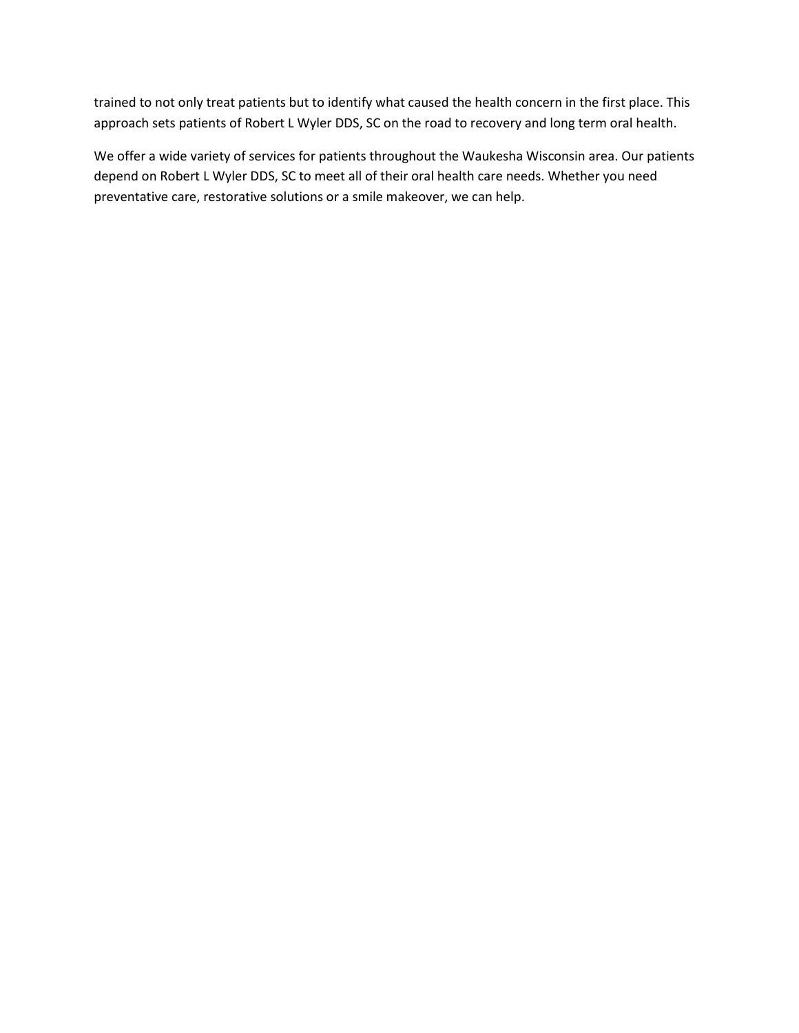trained to not only treat patients but to identify what caused the health concern in the first place. This approach sets patients of Robert L Wyler DDS, SC on the road to recovery and long term oral health.

We offer a wide variety of services for patients throughout the Waukesha Wisconsin area. Our patients depend on Robert L Wyler DDS, SC to meet all of their oral health care needs. Whether you need preventative care, restorative solutions or a smile makeover, we can help.